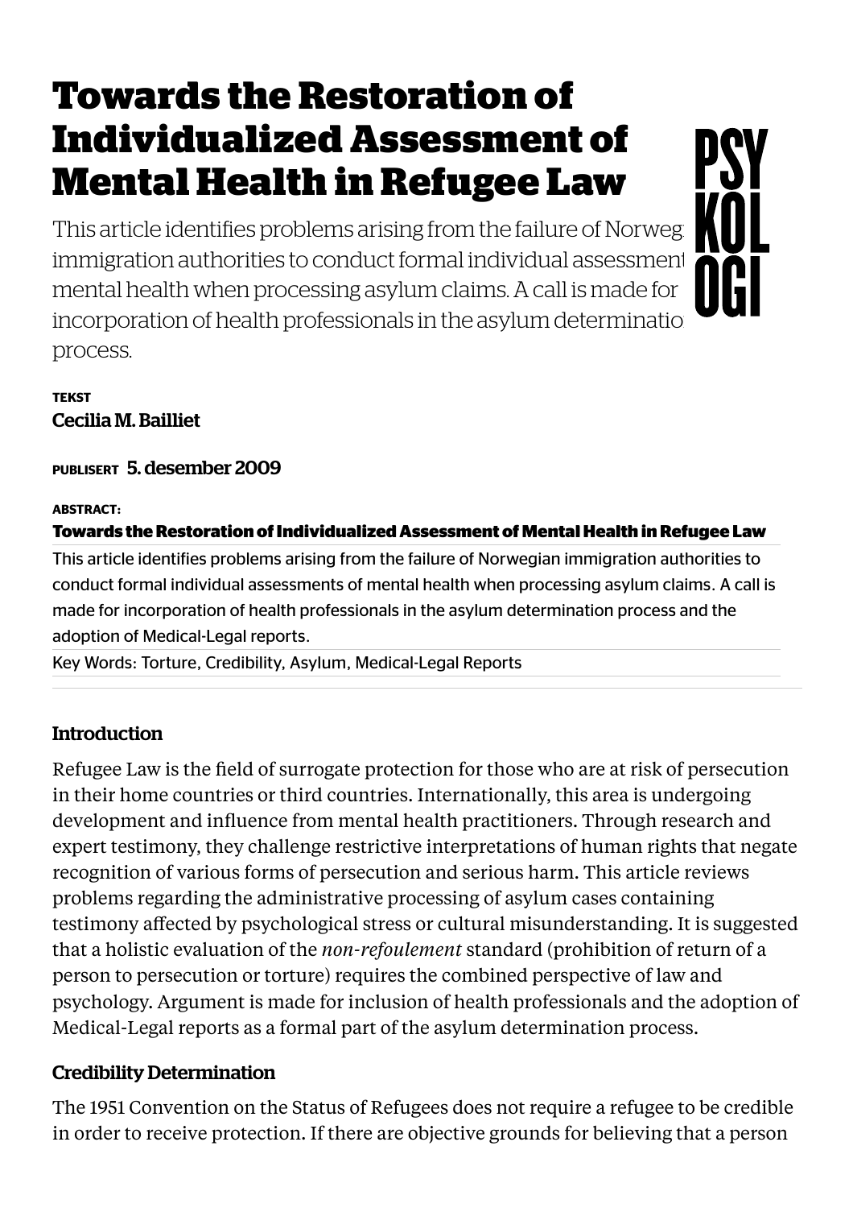# Towards the Restoration of Individualized Assessment of Mental Health in Refugee Law

This article identifies problems arising from the failure of Norwegian immigration authorities to conduct formal individual assessments of mental health when processing asylum claims. A call is made for incorporation of health professionals in the asylum determination process.

**TEKST**
Cecilia M. Bailliet

**PUBLISERT** 5. desember 2009

**ABSTRACT:**

**Towards the Restoration of Individualized Assessment of Mental Health in Refugee Law**

This article identifies problems arising from the failure of Norwegian immigration authorities to conduct formal individual assessments of mental health when processing asylum claims. A call is made for incorporation of health professionals in the asylum determination process and the adoption of Medical-Legal reports.

Key Words: Torture, Credibility, Asylum, Medical-Legal Reports

## Introduction

Refugee Law is the field of surrogate protection for those who are at risk of persecution in their home countries or third countries. Internationally, this area is undergoing development and influence from mental health practitioners. Through research and expert testimony, they challenge restrictive interpretations of human rights that negate recognition of various forms of persecution and serious harm. This article reviews problems regarding the administrative processing of asylum cases containing testimony affected by psychological stress or cultural misunderstanding. It is suggested that a holistic evaluation of the *non-refoulement* standard (prohibition of return of a person to persecution or torture) requires the combined perspective of law and psychology. Argument is made for inclusion of health professionals and the adoption of Medical-Legal reports as a formal part of the asylum determination process.

## Credibility Determination

The 1951 Convention on the Status of Refugees does not require a refugee to be credible in order to receive protection. If there are objective grounds for believing that a person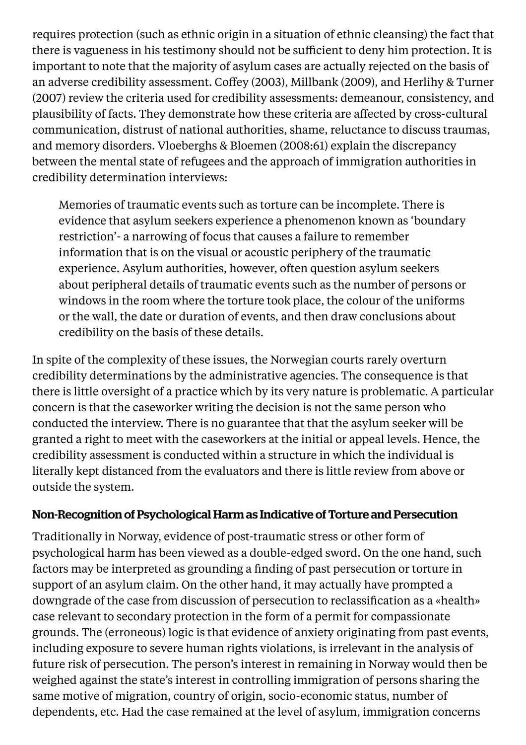requires protection (such as ethnic origin in a situation of ethnic cleansing) the fact that there is vagueness in his testimony should not be sufficient to deny him protection. It is important to note that the majority of asylum cases are actually rejected on the basis of an adverse credibility assessment. Coffey (2003), Millbank (2009), and Herlihy & Turner (2007) review the criteria used for credibility assessments: demeanour, consistency, and plausibility of facts. They demonstrate how these criteria are affected by cross-cultural communication, distrust of national authorities, shame, reluctance to discuss traumas, and memory disorders. Vloeberghs & Bloemen (2008:61) explain the discrepancy between the mental state of refugees and the approach of immigration authorities in credibility determination interviews:

> Memories of traumatic events such as torture can be incomplete. There is evidence that asylum seekers experience a phenomenon known as 'boundary restriction'- a narrowing of focus that causes a failure to remember information that is on the visual or acoustic periphery of the traumatic experience. Asylum authorities, however, often question asylum seekers about peripheral details of traumatic events such as the number of persons or windows in the room where the torture took place, the colour of the uniforms or the wall, the date or duration of events, and then draw conclusions about credibility on the basis of these details.

In spite of the complexity of these issues, the Norwegian courts rarely overturn credibility determinations by the administrative agencies. The consequence is that there is little oversight of a practice which by its very nature is problematic. A particular concern is that the caseworker writing the decision is not the same person who conducted the interview. There is no guarantee that that the asylum seeker will be granted a right to meet with the caseworkers at the initial or appeal levels. Hence, the credibility assessment is conducted within a structure in which the individual is literally kept distanced from the evaluators and there is little review from above or outside the system.

### Non-Recognition of Psychological Harm as Indicative of Torture and Persecution

Traditionally in Norway, evidence of post-traumatic stress or other form of psychological harm has been viewed as a double-edged sword. On the one hand, such factors may be interpreted as grounding a finding of past persecution or torture in support of an asylum claim. On the other hand, it may actually have prompted a downgrade of the case from discussion of persecution to reclassification as a «health» case relevant to secondary protection in the form of a permit for compassionate grounds. The (erroneous) logic is that evidence of anxiety originating from past events, including exposure to severe human rights violations, is irrelevant in the analysis of future risk of persecution. The person's interest in remaining in Norway would then be weighed against the state's interest in controlling immigration of persons sharing the same motive of migration, country of origin, socio-economic status, number of dependents, etc. Had the case remained at the level of asylum, immigration concerns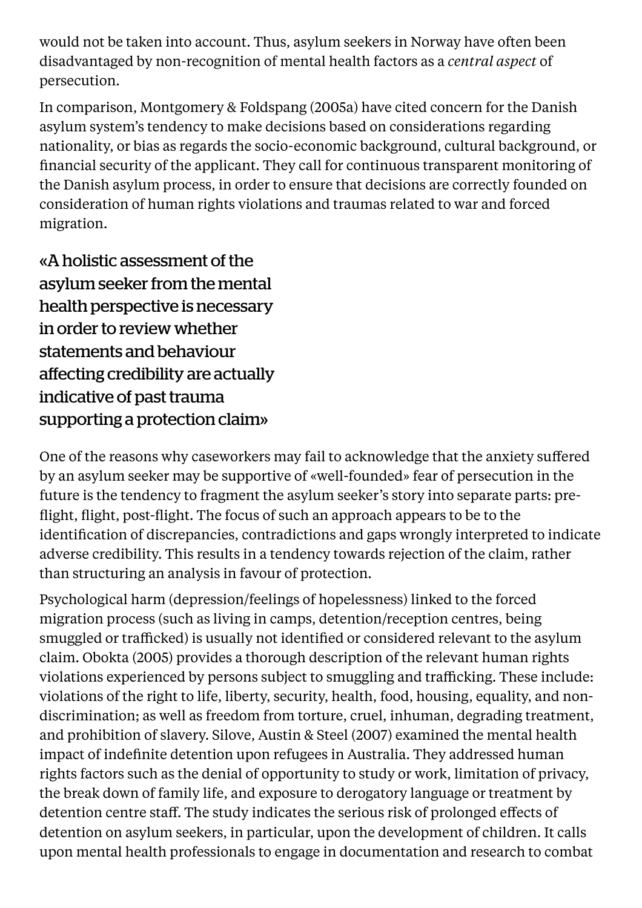would not be taken into account. Thus, asylum seekers in Norway have often been disadvantaged by non-recognition of mental health factors as a *central aspect* of persecution.

In comparison, Montgomery & Foldspang (2005a) have cited concern for the Danish asylum system's tendency to make decisions based on considerations regarding nationality, or bias as regards the socio-economic background, cultural background, or financial security of the applicant. They call for continuous transparent monitoring of the Danish asylum process, in order to ensure that decisions are correctly founded on consideration of human rights violations and traumas related to war and forced migration.

> «A holistic assessment of the asylum seeker from the mental health perspective is necessary in order to review whether statements and behaviour affecting credibility are actually indicative of past trauma supporting a protection claim»

One of the reasons why caseworkers may fail to acknowledge that the anxiety suffered by an asylum seeker may be supportive of «well-founded» fear of persecution in the future is the tendency to fragment the asylum seeker's story into separate parts: pre-flight, flight, post-flight. The focus of such an approach appears to be to the identification of discrepancies, contradictions and gaps wrongly interpreted to indicate adverse credibility. This results in a tendency towards rejection of the claim, rather than structuring an analysis in favour of protection.

Psychological harm (depression/feelings of hopelessness) linked to the forced migration process (such as living in camps, detention/reception centres, being smuggled or trafficked) is usually not identified or considered relevant to the asylum claim. Obokta (2005) provides a thorough description of the relevant human rights violations experienced by persons subject to smuggling and trafficking. These include: violations of the right to life, liberty, security, health, food, housing, equality, and non-discrimination; as well as freedom from torture, cruel, inhuman, degrading treatment, and prohibition of slavery. Silove, Austin & Steel (2007) examined the mental health impact of indefinite detention upon refugees in Australia. They addressed human rights factors such as the denial of opportunity to study or work, limitation of privacy, the break down of family life, and exposure to derogatory language or treatment by detention centre staff. The study indicates the serious risk of prolonged effects of detention on asylum seekers, in particular, upon the development of children. It calls upon mental health professionals to engage in documentation and research to combat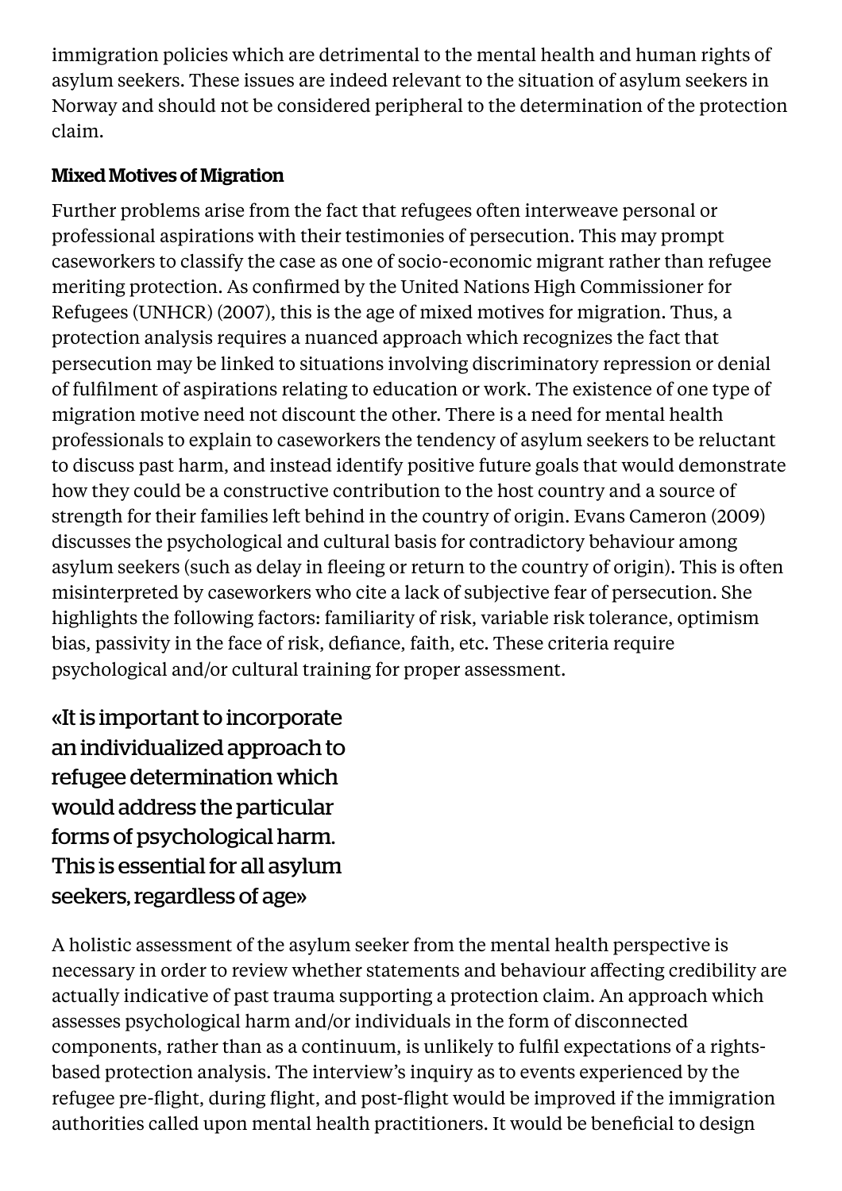immigration policies which are detrimental to the mental health and human rights of asylum seekers. These issues are indeed relevant to the situation of asylum seekers in Norway and should not be considered peripheral to the determination of the protection claim.

### Mixed Motives of Migration

Further problems arise from the fact that refugees often interweave personal or professional aspirations with their testimonies of persecution. This may prompt caseworkers to classify the case as one of socio-economic migrant rather than refugee meriting protection. As confirmed by the United Nations High Commissioner for Refugees (UNHCR) (2007), this is the age of mixed motives for migration. Thus, a protection analysis requires a nuanced approach which recognizes the fact that persecution may be linked to situations involving discriminatory repression or denial of fulfilment of aspirations relating to education or work. The existence of one type of migration motive need not discount the other. There is a need for mental health professionals to explain to caseworkers the tendency of asylum seekers to be reluctant to discuss past harm, and instead identify positive future goals that would demonstrate how they could be a constructive contribution to the host country and a source of strength for their families left behind in the country of origin. Evans Cameron (2009) discusses the psychological and cultural basis for contradictory behaviour among asylum seekers (such as delay in fleeing or return to the country of origin). This is often misinterpreted by caseworkers who cite a lack of subjective fear of persecution. She highlights the following factors: familiarity of risk, variable risk tolerance, optimism bias, passivity in the face of risk, defiance, faith, etc. These criteria require psychological and/or cultural training for proper assessment.

> «It is important to incorporate an individualized approach to refugee determination which would address the particular forms of psychological harm. This is essential for all asylum seekers, regardless of age»

A holistic assessment of the asylum seeker from the mental health perspective is necessary in order to review whether statements and behaviour affecting credibility are actually indicative of past trauma supporting a protection claim. An approach which assesses psychological harm and/or individuals in the form of disconnected components, rather than as a continuum, is unlikely to fulfil expectations of a rights-based protection analysis. The interview's inquiry as to events experienced by the refugee pre-flight, during flight, and post-flight would be improved if the immigration authorities called upon mental health practitioners. It would be beneficial to design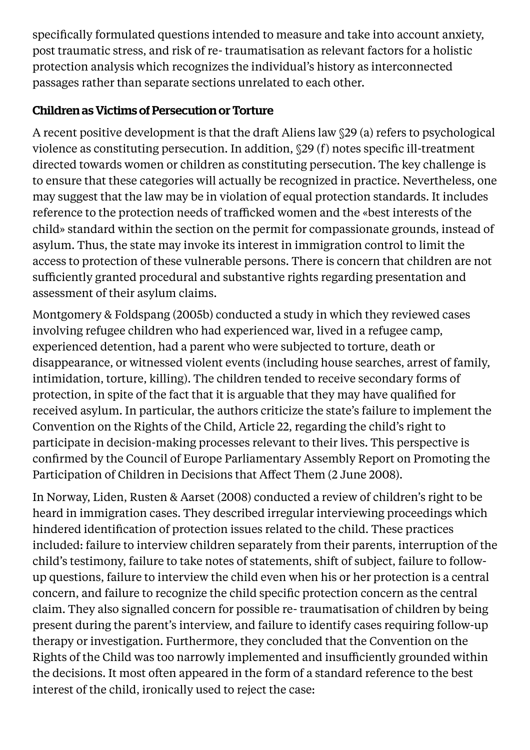specifically formulated questions intended to measure and take into account anxiety, post traumatic stress, and risk of re- traumatisation as relevant factors for a holistic protection analysis which recognizes the individual's history as interconnected passages rather than separate sections unrelated to each other.

## Children as Victims of Persecution or Torture

A recent positive development is that the draft Aliens law §29 (a) refers to psychological violence as constituting persecution. In addition, §29 (f) notes specific ill-treatment directed towards women or children as constituting persecution. The key challenge is to ensure that these categories will actually be recognized in practice. Nevertheless, one may suggest that the law may be in violation of equal protection standards. It includes reference to the protection needs of trafficked women and the «best interests of the child» standard within the section on the permit for compassionate grounds, instead of asylum. Thus, the state may invoke its interest in immigration control to limit the access to protection of these vulnerable persons. There is concern that children are not sufficiently granted procedural and substantive rights regarding presentation and assessment of their asylum claims.

Montgomery & Foldspang (2005b) conducted a study in which they reviewed cases involving refugee children who had experienced war, lived in a refugee camp, experienced detention, had a parent who were subjected to torture, death or disappearance, or witnessed violent events (including house searches, arrest of family, intimidation, torture, killing). The children tended to receive secondary forms of protection, in spite of the fact that it is arguable that they may have qualified for received asylum. In particular, the authors criticize the state's failure to implement the Convention on the Rights of the Child, Article 22, regarding the child's right to participate in decision-making processes relevant to their lives. This perspective is confirmed by the Council of Europe Parliamentary Assembly Report on Promoting the Participation of Children in Decisions that Affect Them (2 June 2008).

In Norway, Liden, Rusten & Aarset (2008) conducted a review of children's right to be heard in immigration cases. They described irregular interviewing proceedings which hindered identification of protection issues related to the child. These practices included: failure to interview children separately from their parents, interruption of the child's testimony, failure to take notes of statements, shift of subject, failure to follow-up questions, failure to interview the child even when his or her protection is a central concern, and failure to recognize the child specific protection concern as the central claim. They also signalled concern for possible re- traumatisation of children by being present during the parent's interview, and failure to identify cases requiring follow-up therapy or investigation. Furthermore, they concluded that the Convention on the Rights of the Child was too narrowly implemented and insufficiently grounded within the decisions. It most often appeared in the form of a standard reference to the best interest of the child, ironically used to reject the case: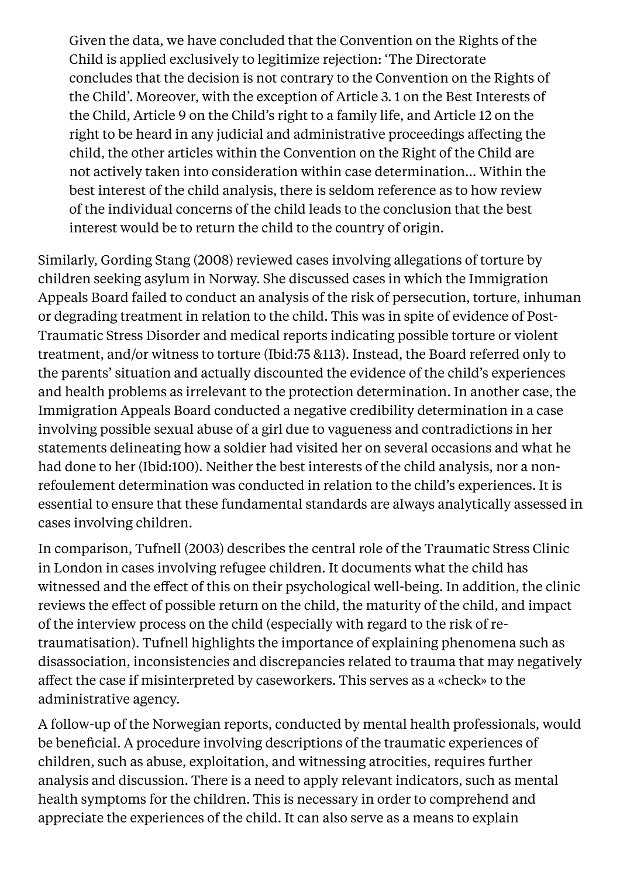> Given the data, we have concluded that the Convention on the Rights of the Child is applied exclusively to legitimize rejection: 'The Directorate concludes that the decision is not contrary to the Convention on the Rights of the Child'. Moreover, with the exception of Article 3. 1 on the Best Interests of the Child, Article 9 on the Child's right to a family life, and Article 12 on the right to be heard in any judicial and administrative proceedings affecting the child, the other articles within the Convention on the Right of the Child are not actively taken into consideration within case determination... Within the best interest of the child analysis, there is seldom reference as to how review of the individual concerns of the child leads to the conclusion that the best interest would be to return the child to the country of origin.

Similarly, Gording Stang (2008) reviewed cases involving allegations of torture by children seeking asylum in Norway. She discussed cases in which the Immigration Appeals Board failed to conduct an analysis of the risk of persecution, torture, inhuman or degrading treatment in relation to the child. This was in spite of evidence of Post-Traumatic Stress Disorder and medical reports indicating possible torture or violent treatment, and/or witness to torture (Ibid:75 &113). Instead, the Board referred only to the parents' situation and actually discounted the evidence of the child's experiences and health problems as irrelevant to the protection determination. In another case, the Immigration Appeals Board conducted a negative credibility determination in a case involving possible sexual abuse of a girl due to vagueness and contradictions in her statements delineating how a soldier had visited her on several occasions and what he had done to her (Ibid:100). Neither the best interests of the child analysis, nor a non-refoulement determination was conducted in relation to the child's experiences. It is essential to ensure that these fundamental standards are always analytically assessed in cases involving children.

In comparison, Tufnell (2003) describes the central role of the Traumatic Stress Clinic in London in cases involving refugee children. It documents what the child has witnessed and the effect of this on their psychological well-being. In addition, the clinic reviews the effect of possible return on the child, the maturity of the child, and impact of the interview process on the child (especially with regard to the risk of re-traumatisation). Tufnell highlights the importance of explaining phenomena such as disassociation, inconsistencies and discrepancies related to trauma that may negatively affect the case if misinterpreted by caseworkers. This serves as a «check» to the administrative agency.

A follow-up of the Norwegian reports, conducted by mental health professionals, would be beneficial. A procedure involving descriptions of the traumatic experiences of children, such as abuse, exploitation, and witnessing atrocities, requires further analysis and discussion. There is a need to apply relevant indicators, such as mental health symptoms for the children. This is necessary in order to comprehend and appreciate the experiences of the child. It can also serve as a means to explain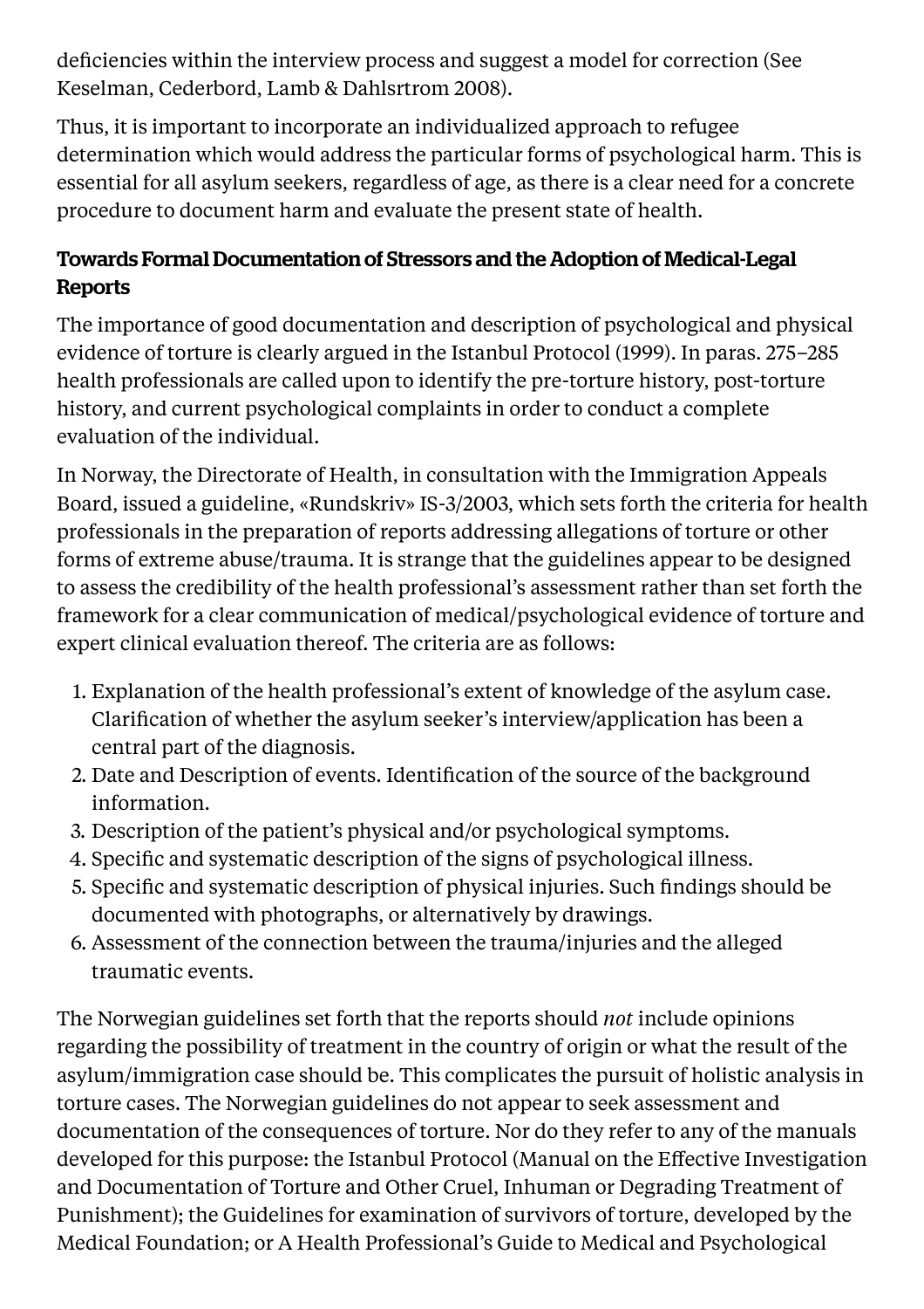deficiencies within the interview process and suggest a model for correction (See Keselman, Cederbord, Lamb & Dahlsrtrom 2008).

Thus, it is important to incorporate an individualized approach to refugee determination which would address the particular forms of psychological harm. This is essential for all asylum seekers, regardless of age, as there is a clear need for a concrete procedure to document harm and evaluate the present state of health.

### Towards Formal Documentation of Stressors and the Adoption of Medical-Legal Reports

The importance of good documentation and description of psychological and physical evidence of torture is clearly argued in the Istanbul Protocol (1999). In paras. 275–285 health professionals are called upon to identify the pre-torture history, post-torture history, and current psychological complaints in order to conduct a complete evaluation of the individual.

In Norway, the Directorate of Health, in consultation with the Immigration Appeals Board, issued a guideline, «Rundskriv» IS-3/2003, which sets forth the criteria for health professionals in the preparation of reports addressing allegations of torture or other forms of extreme abuse/trauma. It is strange that the guidelines appear to be designed to assess the credibility of the health professional's assessment rather than set forth the framework for a clear communication of medical/psychological evidence of torture and expert clinical evaluation thereof. The criteria are as follows:

1. Explanation of the health professional's extent of knowledge of the asylum case. Clarification of whether the asylum seeker's interview/application has been a central part of the diagnosis.
2. Date and Description of events. Identification of the source of the background information.
3. Description of the patient's physical and/or psychological symptoms.
4. Specific and systematic description of the signs of psychological illness.
5. Specific and systematic description of physical injuries. Such findings should be documented with photographs, or alternatively by drawings.
6. Assessment of the connection between the trauma/injuries and the alleged traumatic events.

The Norwegian guidelines set forth that the reports should *not* include opinions regarding the possibility of treatment in the country of origin or what the result of the asylum/immigration case should be. This complicates the pursuit of holistic analysis in torture cases. The Norwegian guidelines do not appear to seek assessment and documentation of the consequences of torture. Nor do they refer to any of the manuals developed for this purpose: the Istanbul Protocol (Manual on the Effective Investigation and Documentation of Torture and Other Cruel, Inhuman or Degrading Treatment of Punishment); the Guidelines for examination of survivors of torture, developed by the Medical Foundation; or A Health Professional's Guide to Medical and Psychological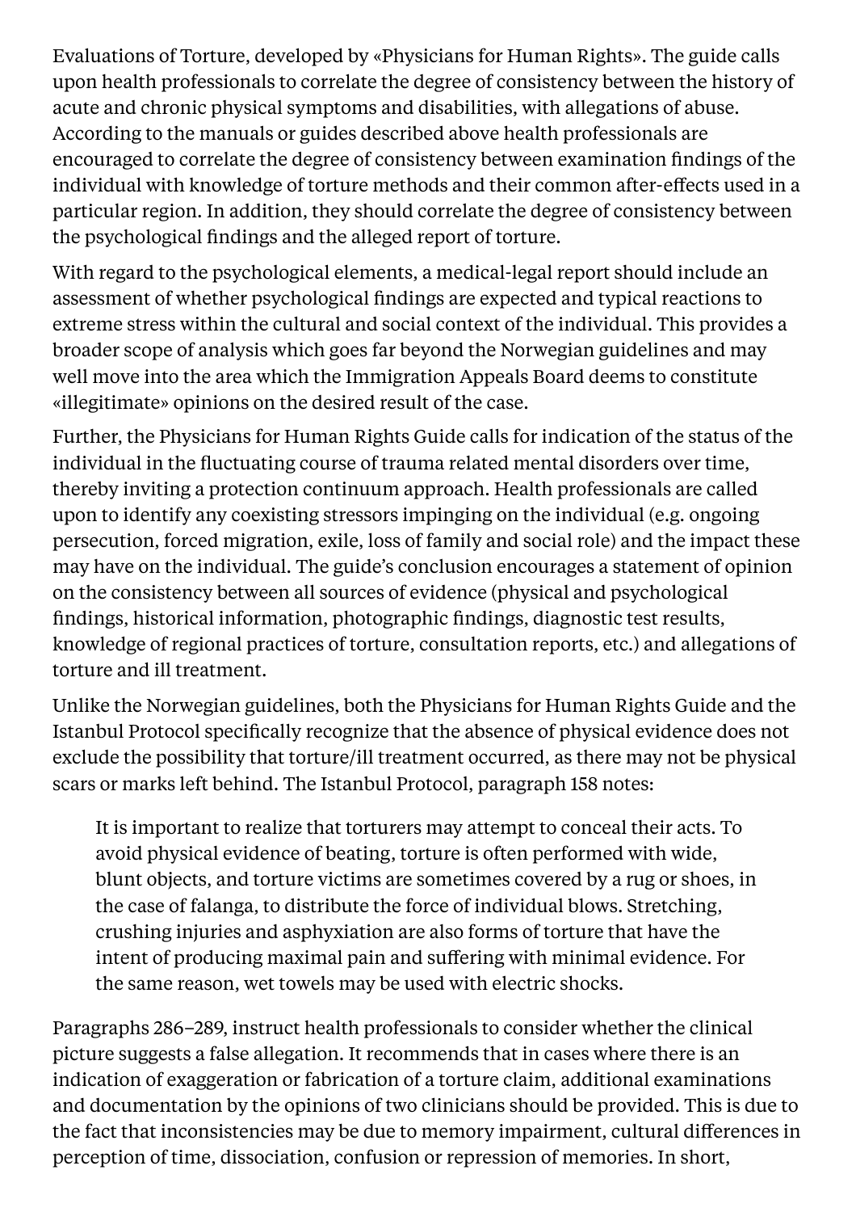Evaluations of Torture, developed by «Physicians for Human Rights». The guide calls upon health professionals to correlate the degree of consistency between the history of acute and chronic physical symptoms and disabilities, with allegations of abuse. According to the manuals or guides described above health professionals are encouraged to correlate the degree of consistency between examination findings of the individual with knowledge of torture methods and their common after-effects used in a particular region. In addition, they should correlate the degree of consistency between the psychological findings and the alleged report of torture.

With regard to the psychological elements, a medical-legal report should include an assessment of whether psychological findings are expected and typical reactions to extreme stress within the cultural and social context of the individual. This provides a broader scope of analysis which goes far beyond the Norwegian guidelines and may well move into the area which the Immigration Appeals Board deems to constitute «illegitimate» opinions on the desired result of the case.

Further, the Physicians for Human Rights Guide calls for indication of the status of the individual in the fluctuating course of trauma related mental disorders over time, thereby inviting a protection continuum approach. Health professionals are called upon to identify any coexisting stressors impinging on the individual (e.g. ongoing persecution, forced migration, exile, loss of family and social role) and the impact these may have on the individual. The guide's conclusion encourages a statement of opinion on the consistency between all sources of evidence (physical and psychological findings, historical information, photographic findings, diagnostic test results, knowledge of regional practices of torture, consultation reports, etc.) and allegations of torture and ill treatment.

Unlike the Norwegian guidelines, both the Physicians for Human Rights Guide and the Istanbul Protocol specifically recognize that the absence of physical evidence does not exclude the possibility that torture/ill treatment occurred, as there may not be physical scars or marks left behind. The Istanbul Protocol, paragraph 158 notes:

> It is important to realize that torturers may attempt to conceal their acts. To avoid physical evidence of beating, torture is often performed with wide, blunt objects, and torture victims are sometimes covered by a rug or shoes, in the case of falanga, to distribute the force of individual blows. Stretching, crushing injuries and asphyxiation are also forms of torture that have the intent of producing maximal pain and suffering with minimal evidence. For the same reason, wet towels may be used with electric shocks.

Paragraphs 286–289, instruct health professionals to consider whether the clinical picture suggests a false allegation. It recommends that in cases where there is an indication of exaggeration or fabrication of a torture claim, additional examinations and documentation by the opinions of two clinicians should be provided. This is due to the fact that inconsistencies may be due to memory impairment, cultural differences in perception of time, dissociation, confusion or repression of memories. In short,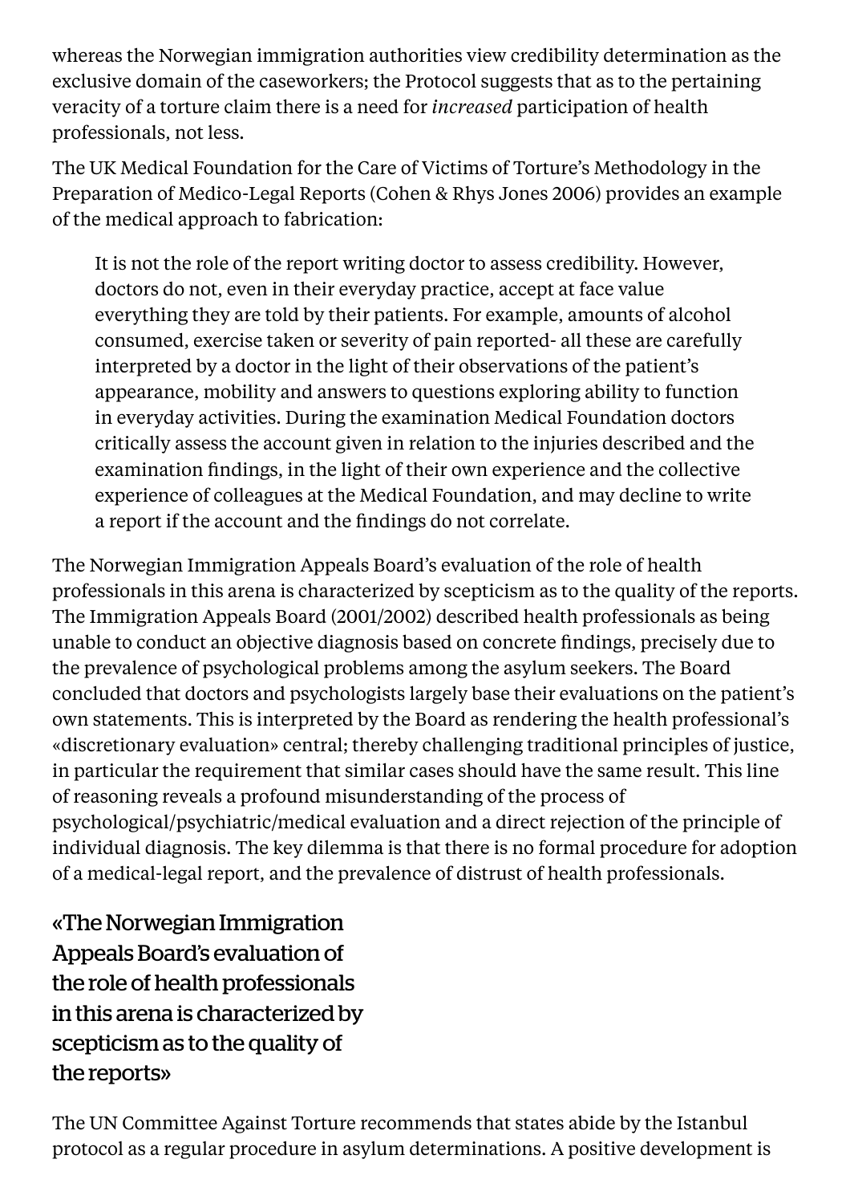whereas the Norwegian immigration authorities view credibility determination as the exclusive domain of the caseworkers; the Protocol suggests that as to the pertaining veracity of a torture claim there is a need for *increased* participation of health professionals, not less.

The UK Medical Foundation for the Care of Victims of Torture's Methodology in the Preparation of Medico-Legal Reports (Cohen & Rhys Jones 2006) provides an example of the medical approach to fabrication:

> It is not the role of the report writing doctor to assess credibility. However, doctors do not, even in their everyday practice, accept at face value everything they are told by their patients. For example, amounts of alcohol consumed, exercise taken or severity of pain reported- all these are carefully interpreted by a doctor in the light of their observations of the patient's appearance, mobility and answers to questions exploring ability to function in everyday activities. During the examination Medical Foundation doctors critically assess the account given in relation to the injuries described and the examination findings, in the light of their own experience and the collective experience of colleagues at the Medical Foundation, and may decline to write a report if the account and the findings do not correlate.

The Norwegian Immigration Appeals Board's evaluation of the role of health professionals in this arena is characterized by scepticism as to the quality of the reports. The Immigration Appeals Board (2001/2002) described health professionals as being unable to conduct an objective diagnosis based on concrete findings, precisely due to the prevalence of psychological problems among the asylum seekers. The Board concluded that doctors and psychologists largely base their evaluations on the patient's own statements. This is interpreted by the Board as rendering the health professional's «discretionary evaluation» central; thereby challenging traditional principles of justice, in particular the requirement that similar cases should have the same result. This line of reasoning reveals a profound misunderstanding of the process of psychological/psychiatric/medical evaluation and a direct rejection of the principle of individual diagnosis. The key dilemma is that there is no formal procedure for adoption of a medical-legal report, and the prevalence of distrust of health professionals.

> «The Norwegian Immigration Appeals Board's evaluation of the role of health professionals in this arena is characterized by scepticism as to the quality of the reports»

The UN Committee Against Torture recommends that states abide by the Istanbul protocol as a regular procedure in asylum determinations. A positive development is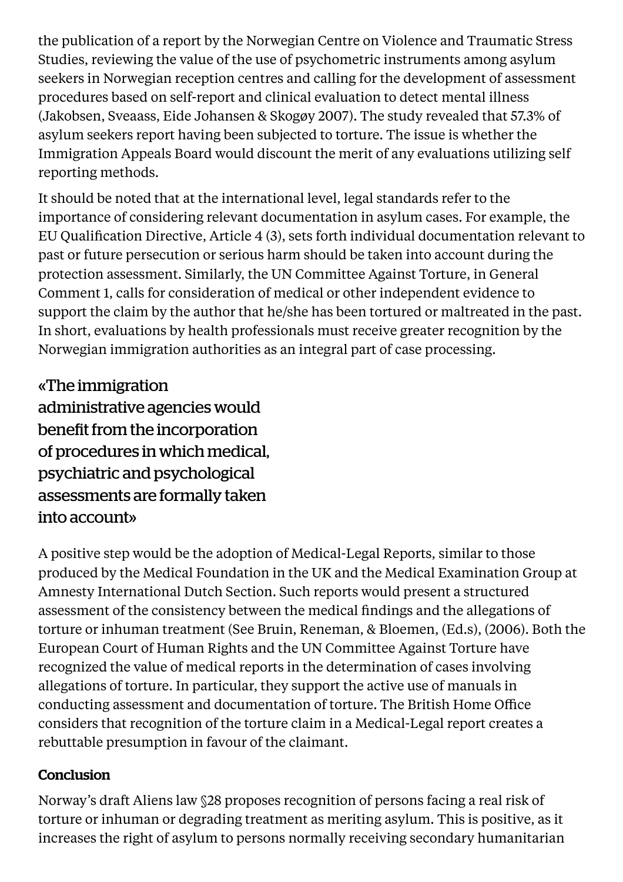the publication of a report by the Norwegian Centre on Violence and Traumatic Stress Studies, reviewing the value of the use of psychometric instruments among asylum seekers in Norwegian reception centres and calling for the development of assessment procedures based on self-report and clinical evaluation to detect mental illness (Jakobsen, Sveaass, Eide Johansen & Skogøy 2007). The study revealed that 57.3% of asylum seekers report having been subjected to torture. The issue is whether the Immigration Appeals Board would discount the merit of any evaluations utilizing self reporting methods.

It should be noted that at the international level, legal standards refer to the importance of considering relevant documentation in asylum cases. For example, the EU Qualification Directive, Article 4 (3), sets forth individual documentation relevant to past or future persecution or serious harm should be taken into account during the protection assessment. Similarly, the UN Committee Against Torture, in General Comment 1, calls for consideration of medical or other independent evidence to support the claim by the author that he/she has been tortured or maltreated in the past. In short, evaluations by health professionals must receive greater recognition by the Norwegian immigration authorities as an integral part of case processing.

> «The immigration administrative agencies would benefit from the incorporation of procedures in which medical, psychiatric and psychological assessments are formally taken into account»

A positive step would be the adoption of Medical-Legal Reports, similar to those produced by the Medical Foundation in the UK and the Medical Examination Group at Amnesty International Dutch Section. Such reports would present a structured assessment of the consistency between the medical findings and the allegations of torture or inhuman treatment (See Bruin, Reneman, & Bloemen, (Ed.s), (2006). Both the European Court of Human Rights and the UN Committee Against Torture have recognized the value of medical reports in the determination of cases involving allegations of torture. In particular, they support the active use of manuals in conducting assessment and documentation of torture. The British Home Office considers that recognition of the torture claim in a Medical-Legal report creates a rebuttable presumption in favour of the claimant.

### Conclusion

Norway's draft Aliens law §28 proposes recognition of persons facing a real risk of torture or inhuman or degrading treatment as meriting asylum. This is positive, as it increases the right of asylum to persons normally receiving secondary humanitarian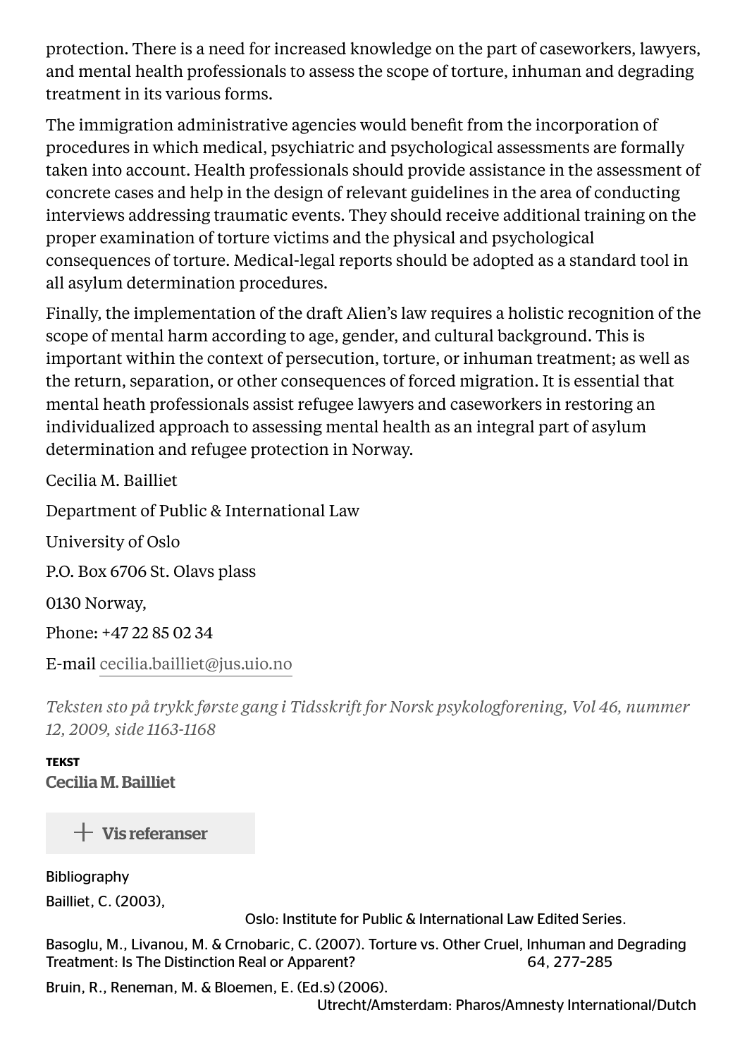protection. There is a need for increased knowledge on the part of caseworkers, lawyers, and mental health professionals to assess the scope of torture, inhuman and degrading treatment in its various forms.

The immigration administrative agencies would benefit from the incorporation of procedures in which medical, psychiatric and psychological assessments are formally taken into account. Health professionals should provide assistance in the assessment of concrete cases and help in the design of relevant guidelines in the area of conducting interviews addressing traumatic events. They should receive additional training on the proper examination of torture victims and the physical and psychological consequences of torture. Medical-legal reports should be adopted as a standard tool in all asylum determination procedures.

Finally, the implementation of the draft Alien's law requires a holistic recognition of the scope of mental harm according to age, gender, and cultural background. This is important within the context of persecution, torture, or inhuman treatment; as well as the return, separation, or other consequences of forced migration. It is essential that mental heath professionals assist refugee lawyers and caseworkers in restoring an individualized approach to assessing mental health as an integral part of asylum determination and refugee protection in Norway.

Cecilia M. Bailliet

Department of Public & International Law

University of Oslo

P.O. Box 6706 St. Olavs plass

0130 Norway,

Phone: +47 22 85 02 34

E-mail cecilia.bailliet@jus.uio.no

*Teksten sto på trykk første gang i Tidsskrift for Norsk psykologforening, Vol 46, nummer 12, 2009, side 1163-1168*

**TEKST**

**Cecilia M. Bailliet**

+ Vis referanser

Bibliography

Bailliet, C. (2003), Oslo: Institute for Public & International Law Edited Series.

Basoglu, M., Livanou, M. & Crnobaric, C. (2007). Torture vs. Other Cruel, Inhuman and Degrading Treatment: Is The Distinction Real or Apparent? 64, 277–285

Bruin, R., Reneman, M. & Bloemen, E. (Ed.s) (2006). Utrecht/Amsterdam: Pharos/Amnesty International/Dutch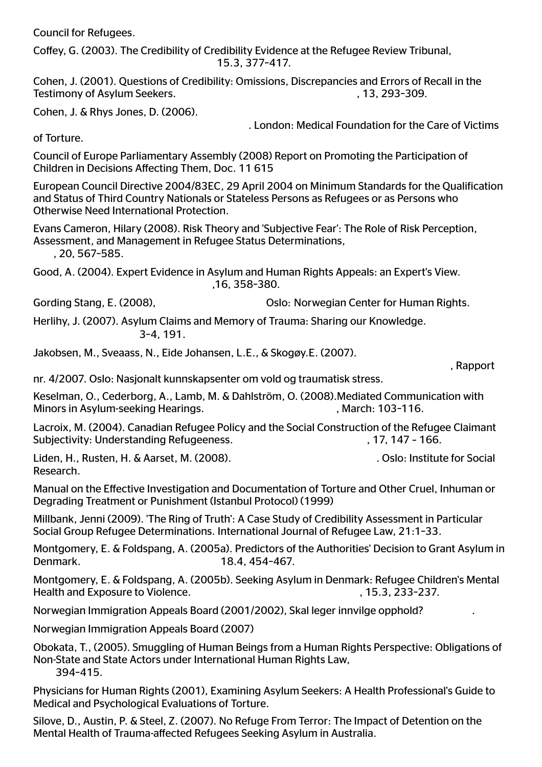Council for Refugees.

Coffey, G. (2003). The Credibility of Credibility Evidence at the Refugee Review Tribunal, 15.3, 377-417.

Cohen, J. (2001). Questions of Credibility: Omissions, Discrepancies and Errors of Recall in the Testimony of Asylum Seekers. , 13, 293-309.

Cohen, J. & Rhys Jones, D. (2006). . London: Medical Foundation for the Care of Victims of Torture.

Council of Europe Parliamentary Assembly (2008) Report on Promoting the Participation of Children in Decisions Affecting Them, Doc. 11 615

European Council Directive 2004/83EC, 29 April 2004 on Minimum Standards for the Qualification and Status of Third Country Nationals or Stateless Persons as Refugees or as Persons who Otherwise Need International Protection.

Evans Cameron, Hilary (2008). Risk Theory and 'Subjective Fear': The Role of Risk Perception, Assessment, and Management in Refugee Status Determinations, , 20, 567-585.

Good, A. (2004). Expert Evidence in Asylum and Human Rights Appeals: an Expert's View. ,16, 358-380.

Gording Stang, E. (2008), Oslo: Norwegian Center for Human Rights.

Herlihy, J. (2007). Asylum Claims and Memory of Trauma: Sharing our Knowledge. 3-4, 191.

Jakobsen, M., Sveaass, N., Eide Johansen, L.E., & Skogøy.E. (2007). , Rapport nr. 4/2007. Oslo: Nasjonalt kunnskapsenter om vold og traumatisk stress.

Keselman, O., Cederborg, A., Lamb, M. & Dahlström, O. (2008).Mediated Communication with Minors in Asylum-seeking Hearings. , March: 103-116.

Lacroix, M. (2004). Canadian Refugee Policy and the Social Construction of the Refugee Claimant Subjectivity: Understanding Refugeeness. , 17, 147 - 166.

Liden, H., Rusten, H. & Aarset, M. (2008). . Oslo: Institute for Social Research.

Manual on the Effective Investigation and Documentation of Torture and Other Cruel, Inhuman or Degrading Treatment or Punishment (Istanbul Protocol) (1999)

Millbank, Jenni (2009). 'The Ring of Truth': A Case Study of Credibility Assessment in Particular Social Group Refugee Determinations. International Journal of Refugee Law, 21:1-33.

Montgomery, E. & Foldspang, A. (2005a). Predictors of the Authorities' Decision to Grant Asylum in Denmark. 18.4, 454-467.

Montgomery, E. & Foldspang, A. (2005b). Seeking Asylum in Denmark: Refugee Children's Mental Health and Exposure to Violence. , 15.3, 233-237.

Norwegian Immigration Appeals Board (2001/2002), Skal leger innvilge opphold? .

Norwegian Immigration Appeals Board (2007)

Obokata, T., (2005). Smuggling of Human Beings from a Human Rights Perspective: Obligations of Non-State and State Actors under International Human Rights Law, 394-415.

Physicians for Human Rights (2001), Examining Asylum Seekers: A Health Professional's Guide to Medical and Psychological Evaluations of Torture.

Silove, D., Austin, P. & Steel, Z. (2007). No Refuge From Terror: The Impact of Detention on the Mental Health of Trauma-affected Refugees Seeking Asylum in Australia.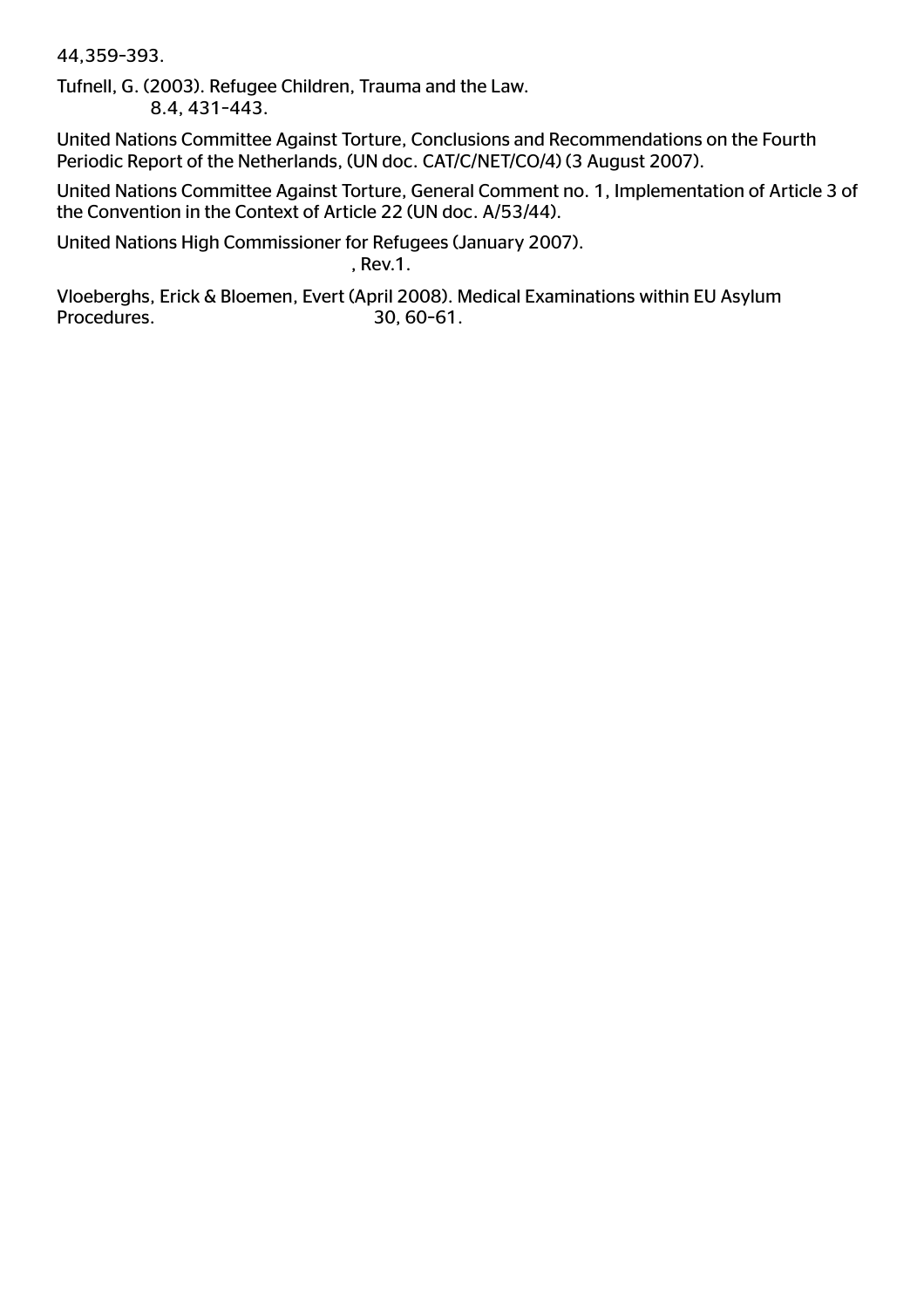44,359-393.

Tufnell, G. (2003). Refugee Children, Trauma and the Law.
8.4, 431-443.

United Nations Committee Against Torture, Conclusions and Recommendations on the Fourth Periodic Report of the Netherlands, (UN doc. CAT/C/NET/CO/4) (3 August 2007).

United Nations Committee Against Torture, General Comment no. 1, Implementation of Article 3 of the Convention in the Context of Article 22 (UN doc. A/53/44).

United Nations High Commissioner for Refugees (January 2007).
, Rev.1.

Vloeberghs, Erick & Bloemen, Evert (April 2008). Medical Examinations within EU Asylum Procedures. 30, 60-61.